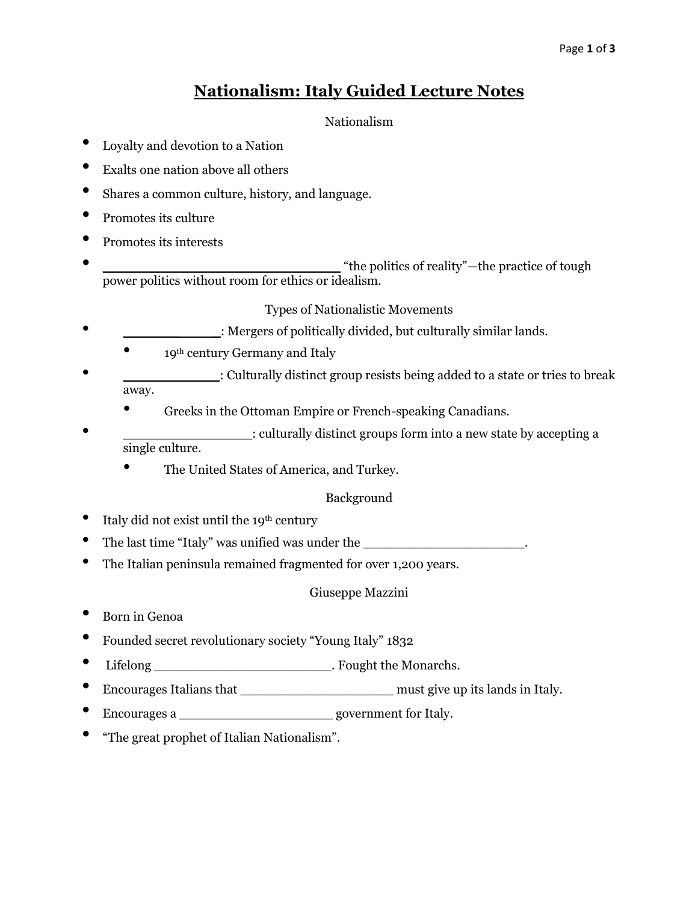# Nationalism: Italy Guided Lecture Notes

## Nationalism

- Loyalty and devotion to a Nation
- Exalts one nation above all others
- Shares a common culture, history, and language.
- Promotes its culture
- Promotes its interests
- ______________________________ "the politics of reality"—the practice of tough power politics without room for ethics or idealism.

## Types of Nationalistic Movements

- ____________: Mergers of politically divided, but culturally similar lands.
  - 19th century Germany and Italy
- ____________: Culturally distinct group resists being added to a state or tries to break away.
  - Greeks in the Ottoman Empire or French-speaking Canadians.
- ________________: culturally distinct groups form into a new state by accepting a single culture.
  - The United States of America, and Turkey.

## Background

- Italy did not exist until the 19th century
- The last time "Italy" was unified was under the ____________________.
- The Italian peninsula remained fragmented for over 1,200 years.

## Giuseppe Mazzini

- Born in Genoa
- Founded secret revolutionary society "Young Italy" 1832
- Lifelong ______________________. Fought the Monarchs.
- Encourages Italians that ___________________ must give up its lands in Italy.
- Encourages a ___________________ government for Italy.
- "The great prophet of Italian Nationalism".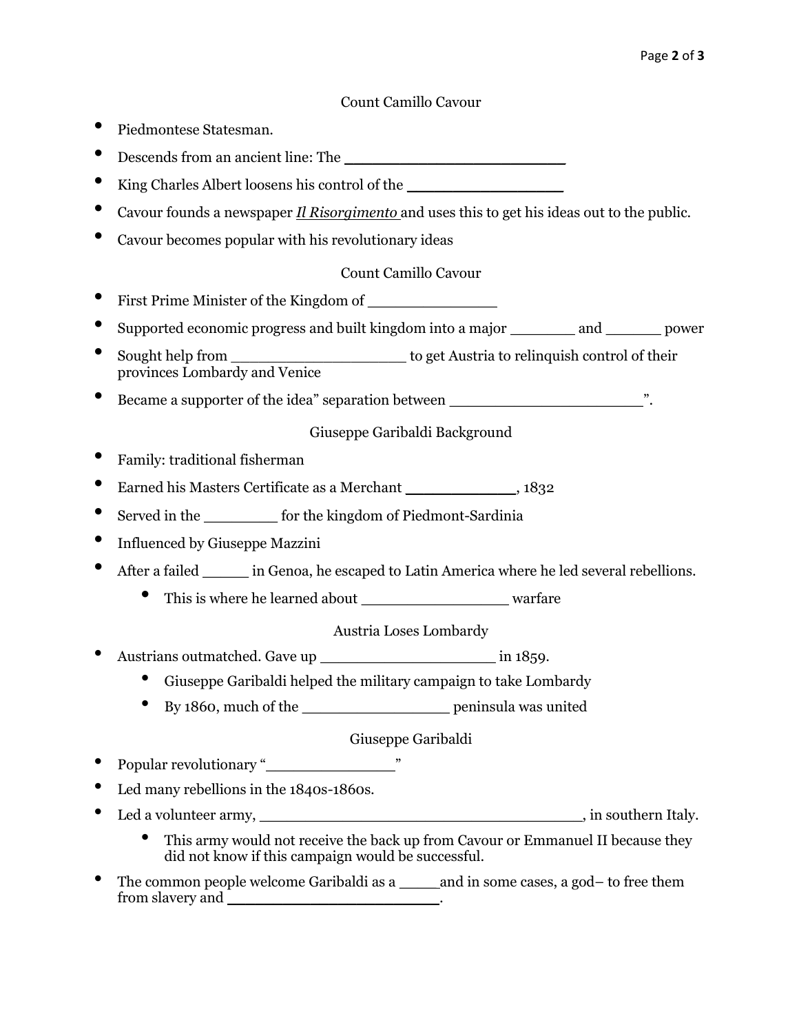## Count Camillo Cavour

- Piedmontese Statesman.
- Descends from an ancient line: The ________________________
- King Charles Albert loosens his control of the ________________
- Cavour founds a newspaper *Il Risorgimento* and uses this to get his ideas out to the public.
- Cavour becomes popular with his revolutionary ideas

## Count Camillo Cavour

- First Prime Minister of the Kingdom of ______________
- Supported economic progress and built kingdom into a major _______ and ______ power
- Sought help from ___________________ to get Austria to relinquish control of their provinces Lombardy and Venice
- Became a supporter of the idea" separation between _____________________".

## Giuseppe Garibaldi Background

- Family: traditional fisherman
- Earned his Masters Certificate as a Merchant ___________, 1832
- Served in the ________ for the kingdom of Piedmont-Sardinia
- Influenced by Giuseppe Mazzini
- After a failed _____ in Genoa, he escaped to Latin America where he led several rebellions.
  - This is where he learned about ________________ warfare

## Austria Loses Lombardy

- Austrians outmatched. Gave up ___________________ in 1859.
  - Giuseppe Garibaldi helped the military campaign to take Lombardy
  - By 1860, much of the ________________ peninsula was united

## Giuseppe Garibaldi

- Popular revolutionary "______________"
- Led many rebellions in the 1840s-1860s.
- Led a volunteer army, ___________________________________, in southern Italy.
  - This army would not receive the back up from Cavour or Emmanuel II because they did not know if this campaign would be successful.
- The common people welcome Garibaldi as a _____and in some cases, a god– to free them from slavery and _______________________.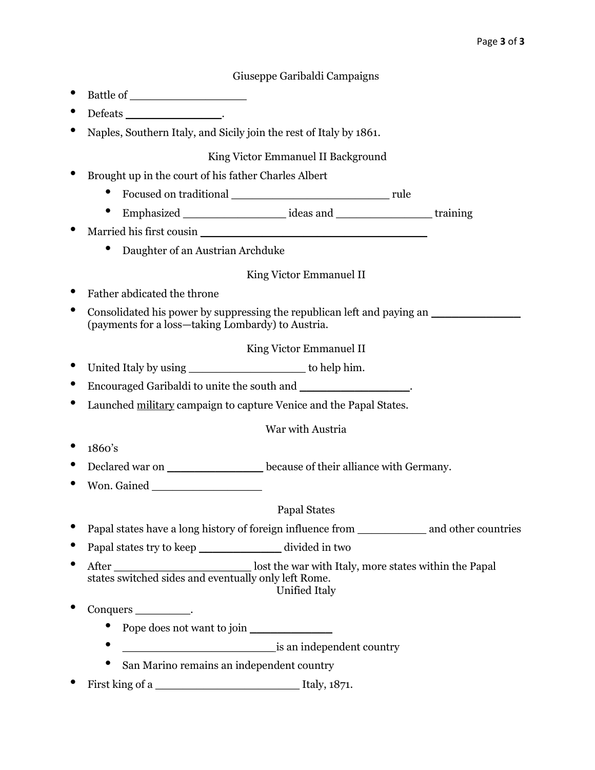## Giuseppe Garibaldi Campaigns

- Battle of _________________
- Defeats _______________.
- Naples, Southern Italy, and Sicily join the rest of Italy by 1861.

## King Victor Emmanuel II Background

- Brought up in the court of his father Charles Albert
  - Focused on traditional ________________________ rule
  - Emphasized ________________ ideas and _______________ training
- Married his first cousin ___________________________________
  - Daughter of an Austrian Archduke

## King Victor Emmanuel II

- Father abdicated the throne
- Consolidated his power by suppressing the republican left and paying an ______________ (payments for a loss—taking Lombardy) to Austria.

## King Victor Emmanuel II

- United Italy by using _________________ to help him.
- Encouraged Garibaldi to unite the south and ________________.
- Launched <u>military</u> campaign to capture Venice and the Papal States.

## War with Austria

- 1860's
- Declared war on _______________ because of their alliance with Germany.
- Won. Gained _________________

## Papal States

- Papal states have a long history of foreign influence from __________ and other countries
- Papal states try to keep ____________ divided in two
- After _____________________ lost the war with Italy, more states within the Papal states switched sides and eventually only left Rome.

## Unified Italy

- Conquers ________.
  - Pope does not want to join ____________
  - ________________________is an independent country
  - San Marino remains an independent country
- First king of a _____________________ Italy, 1871.